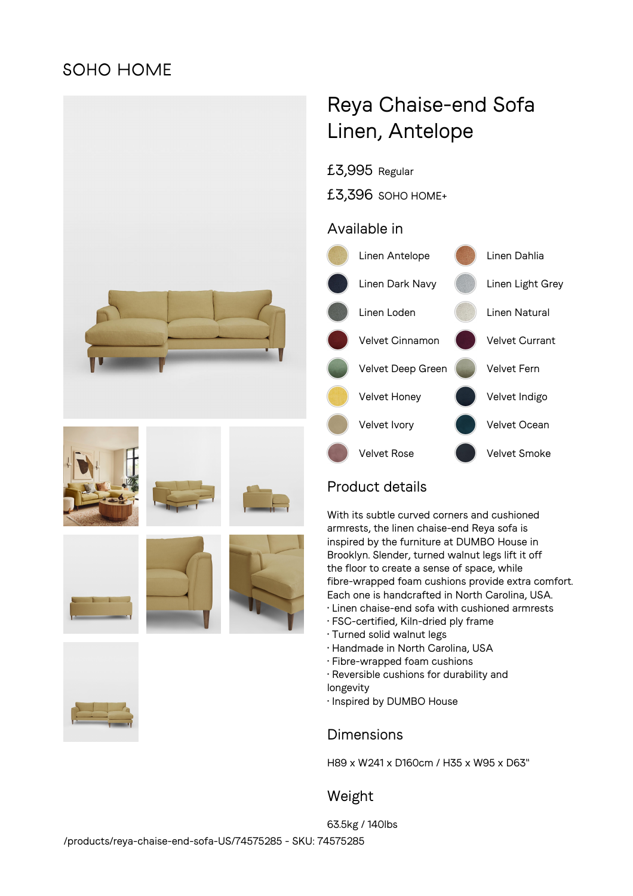SOHO HOME

# Reya Chaise-end Sofa Linen, Antelope

£3,995 Regular

£3,396 SOHO HOME+

## Available in

- Linen Antelope
- Linen Dahlia
- Linen Dark Navy
- Linen Light Grey
- Linen Loden
- Linen Natural
- Velvet Cinnamon
- Velvet Currant
- Velvet Deep Green
- Velvet Fern
- Velvet Honey
- Velvet Indigo
- Velvet Ivory
- Velvet Ocean
- Velvet Rose
- Velvet Smoke

## Product details

With its subtle curved corners and cushioned armrests, the linen chaise-end Reya sofa is inspired by the furniture at DUMBO House in Brooklyn. Slender, turned walnut legs lift it off the floor to create a sense of space, while fibre-wrapped foam cushions provide extra comfort. Each one is handcrafted in North Carolina, USA.

- Linen chaise-end sofa with cushioned armrests
- FSC-certified, Kiln-dried ply frame
- Turned solid walnut legs
- Handmade in North Carolina, USA
- Fibre-wrapped foam cushions
- Reversible cushions for durability and longevity
- Inspired by DUMBO House

## Dimensions

H89 x W241 x D160cm / H35 x W95 x D63"

## Weight

63.5kg / 140lbs

/products/reya-chaise-end-sofa-US/74575285 - SKU: 74575285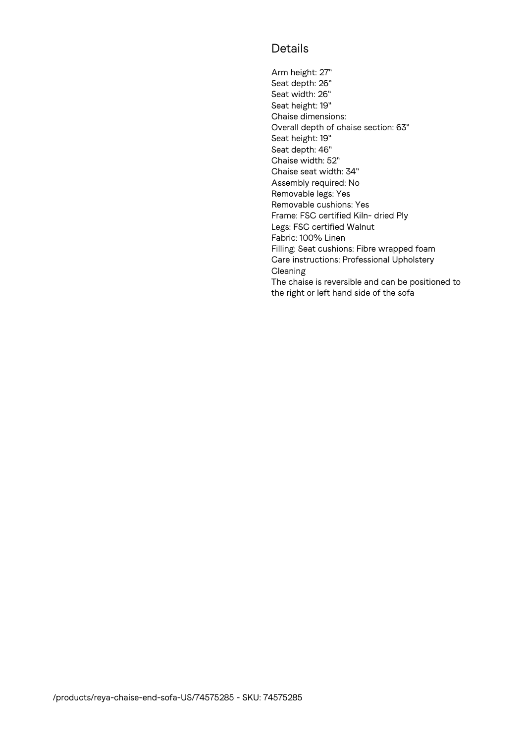## Details

Arm height: 27"
Seat depth: 26"
Seat width: 26"
Seat height: 19"
Chaise dimensions:
Overall depth of chaise section: 63"
Seat height: 19"
Seat depth: 46"
Chaise width: 52"
Chaise seat width: 34"
Assembly required: No
Removable legs: Yes
Removable cushions: Yes
Frame: FSC certified Kiln- dried Ply
Legs: FSC certified Walnut
Fabric: 100% Linen
Filling: Seat cushions: Fibre wrapped foam
Care instructions: Professional Upholstery Cleaning
The chaise is reversible and can be positioned to the right or left hand side of the sofa

/products/reya-chaise-end-sofa-US/74575285 - SKU: 74575285